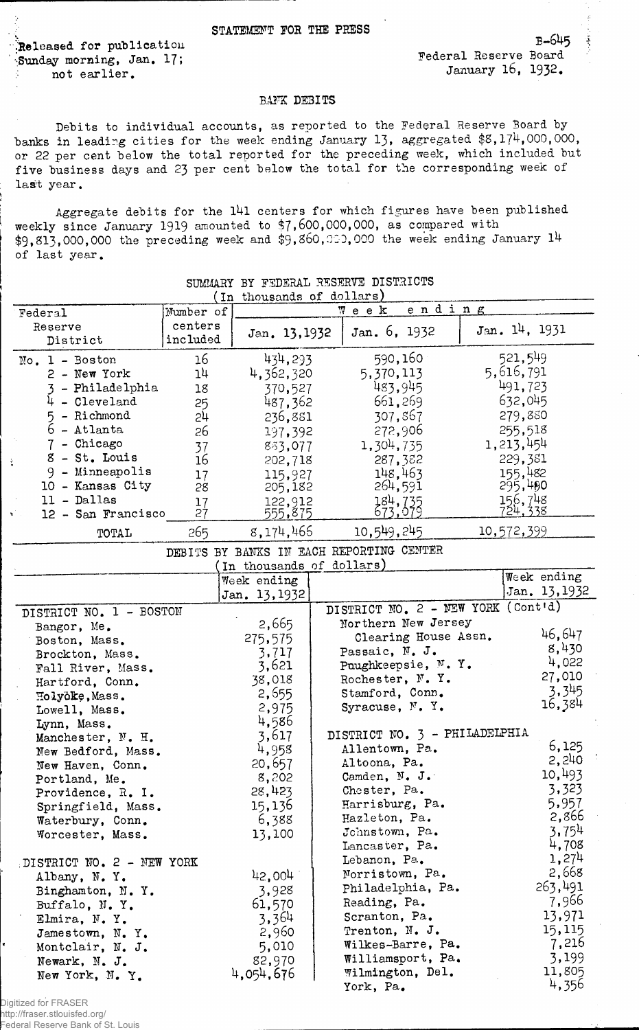STATEMENT FOR THE PRESS

Released for publication Sunday morning, Jan. 17; not earlier.

B-645
Federal Reserve Board
January 16, 1932.

## BANK DEBITS

Debits to individual accounts, as reported to the Federal Reserve Board by banks in leading cities for the week ending January 13, aggregated $8,174,000,000, or 22 per cent below the total reported for the preceding week, which included but five business days and 23 per cent below the total for the corresponding week of last year.

Aggregate debits for the 141 centers for which figures have been published weekly since January 1919 amounted to $7,600,000,000, as compared with $9,813,000,000 the preceding week and $9,860,000,000 the week ending January 14 of last year.

### SUMMARY BY FEDERAL RESERVE DISTRICTS
(In thousands of dollars)

| Federal Reserve District | Number of centers included | Week ending Jan. 13, 1932 | Week ending Jan. 6, 1932 | Week ending Jan. 14, 1931 |
|---|---|---|---|---|
| No. 1 - Boston | 16 | 434,293 | 590,160 | 521,549 |
| 2 - New York | 14 | 4,362,320 | 5,370,113 | 5,616,791 |
| 3 - Philadelphia | 18 | 370,527 | 483,945 | 491,723 |
| 4 - Cleveland | 25 | 487,362 | 661,269 | 632,045 |
| 5 - Richmond | 24 | 236,881 | 307,867 | 279,880 |
| 6 - Atlanta | 26 | 197,392 | 272,906 | 255,518 |
| 7 - Chicago | 37 | 853,077 | 1,304,735 | 1,213,454 |
| 8 - St. Louis | 16 | 202,718 | 287,382 | 229,381 |
| 9 - Minneapolis | 17 | 115,927 | 148,463 | 155,482 |
| 10 - Kansas City | 28 | 205,182 | 264,591 | 295,400 |
| 11 - Dallas | 17 | 122,912 | 184,735 | 156,748 |
| 12 - San Francisco | 27 | 555,875 | 673,079 | 724,338 |
| TOTAL | 265 | 8,174,466 | 10,549,245 | 10,572,399 |

### DEBITS BY BANKS IN EACH REPORTING CENTER
(In thousands of dollars)

| | Week ending Jan. 13, 1932 | | Week ending Jan. 13, 1932 |
|---|---|---|---|
| **DISTRICT NO. 1 - BOSTON** | | **DISTRICT NO. 2 - NEW YORK (Cont'd)** | |
| Bangor, Me. | 2,665 | Northern New Jersey Clearing House Assn. | 46,647 |
| Boston, Mass. | 275,575 | Passaic, N. J. | 8,430 |
| Brockton, Mass. | 3,717 | Poughkeepsie, N. Y. | 4,022 |
| Fall River, Mass. | 3,621 | Rochester, N. Y. | 27,010 |
| Hartford, Conn. | 38,018 | Stamford, Conn. | 3,345 |
| Holyoke, Mass. | 2,655 | Syracuse, N. Y. | 16,384 |
| Lowell, Mass. | 2,975 | | |
| Lynn, Mass. | 4,586 | **DISTRICT NO. 3 - PHILADELPHIA** | |
| Manchester, N. H. | 3,617 | Allentown, Pa. | 6,125 |
| New Bedford, Mass. | 4,958 | Altoona, Pa. | 2,240 |
| New Haven, Conn. | 20,657 | Camden, N. J. | 10,493 |
| Portland, Me. | 8,202 | Chester, Pa. | 3,323 |
| Providence, R. I. | 28,423 | Harrisburg, Pa. | 5,957 |
| Springfield, Mass. | 15,136 | Hazleton, Pa. | 2,866 |
| Waterbury, Conn. | 6,388 | Johnstown, Pa. | 3,754 |
| Worcester, Mass. | 13,100 | Lancaster, Pa. | 4,708 |
| | | Lebanon, Pa. | 1,274 |
| **DISTRICT NO. 2 - NEW YORK** | | Norristown, Pa. | 2,668 |
| Albany, N. Y. | 42,004 | Philadelphia, Pa. | 263,491 |
| Binghamton, N. Y. | 3,928 | Reading, Pa. | 7,966 |
| Buffalo, N. Y. | 61,570 | Scranton, Pa. | 13,971 |
| Elmira, N. Y. | 3,364 | Trenton, N. J. | 15,115 |
| Jamestown, N. Y. | 2,960 | Wilkes-Barre, Pa. | 7,216 |
| Montclair, N. J. | 5,010 | Williamsport, Pa. | 3,199 |
| Newark, N. J. | 82,970 | Wilmington, Del. | 11,805 |
| New York, N. Y. | 4,054,676 | York, Pa. | 4,356 |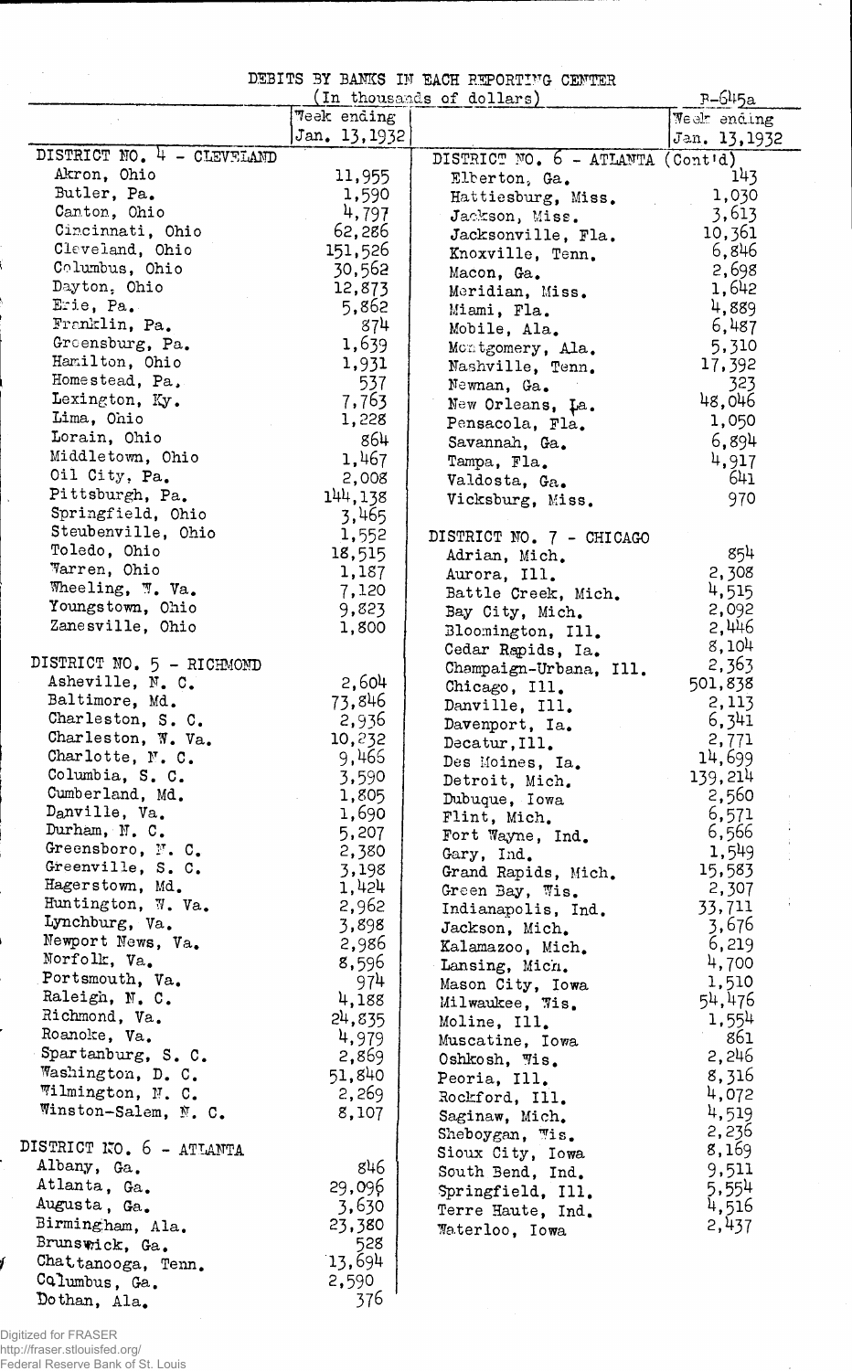DEBITS BY BANKS IN EACH REPORTING CENTER

(In thousands of dollars)

R-645a

| | Week ending Jan. 13, 1932 |
|---|---|
| **DISTRICT NO. 4 - CLEVELAND** | |
| Akron, Ohio | 11,955 |
| Butler, Pa. | 1,590 |
| Canton, Ohio | 4,797 |
| Cincinnati, Ohio | 62,286 |
| Cleveland, Ohio | 151,526 |
| Columbus, Ohio | 30,562 |
| Dayton, Ohio | 12,873 |
| Erie, Pa. | 5,862 |
| Franklin, Pa. | 874 |
| Greensburg, Pa. | 1,639 |
| Hamilton, Ohio | 1,931 |
| Homestead, Pa. | 537 |
| Lexington, Ky. | 7,763 |
| Lima, Ohio | 1,228 |
| Lorain, Ohio | 864 |
| Middletown, Ohio | 1,467 |
| Oil City, Pa. | 2,008 |
| Pittsburgh, Pa. | 144,138 |
| Springfield, Ohio | 3,465 |
| Steubenville, Ohio | 1,552 |
| Toledo, Ohio | 18,515 |
| Warren, Ohio | 1,187 |
| Wheeling, W. Va. | 7,120 |
| Youngstown, Ohio | 9,823 |
| Zanesville, Ohio | 1,800 |
| **DISTRICT NO. 5 - RICHMOND** | |
| Asheville, N. C. | 2,604 |
| Baltimore, Md. | 73,846 |
| Charleston, S. C. | 2,936 |
| Charleston, W. Va. | 10,232 |
| Charlotte, N. C. | 9,466 |
| Columbia, S. C. | 3,590 |
| Cumberland, Md. | 1,805 |
| Danville, Va. | 1,690 |
| Durham, N. C. | 5,207 |
| Greensboro, N. C. | 2,380 |
| Greenville, S. C. | 3,198 |
| Hagerstown, Md. | 1,424 |
| Huntington, W. Va. | 2,962 |
| Lynchburg, Va. | 3,898 |
| Newport News, Va. | 2,986 |
| Norfolk, Va. | 8,596 |
| Portsmouth, Va. | 974 |
| Raleigh, N. C. | 4,188 |
| Richmond, Va. | 24,835 |
| Roanoke, Va. | 4,979 |
| Spartanburg, S. C. | 2,869 |
| Washington, D. C. | 51,840 |
| Wilmington, N. C. | 2,269 |
| Winston-Salem, N. C. | 8,107 |
| **DISTRICT NO. 6 - ATLANTA** | |
| Albany, Ga. | 846 |
| Atlanta, Ga. | 29,096 |
| Augusta, Ga. | 3,630 |
| Birmingham, Ala. | 23,380 |
| Brunswick, Ga. | 528 |
| Chattanooga, Tenn. | 13,694 |
| Columbus, Ga. | 2,590 |
| Dothan, Ala. | 376 |
| **DISTRICT NO. 6 - ATLANTA (Cont'd)** | |
| Elberton, Ga. | 143 |
| Hattiesburg, Miss. | 1,030 |
| Jackson, Miss. | 3,613 |
| Jacksonville, Fla. | 10,361 |
| Knoxville, Tenn. | 6,846 |
| Macon, Ga. | 2,698 |
| Meridian, Miss. | 1,642 |
| Miami, Fla. | 4,889 |
| Mobile, Ala. | 6,487 |
| Montgomery, Ala. | 5,310 |
| Nashville, Tenn. | 17,392 |
| Newnan, Ga. | 323 |
| New Orleans, La. | 48,046 |
| Pensacola, Fla. | 1,050 |
| Savannah, Ga. | 6,894 |
| Tampa, Fla. | 4,917 |
| Valdosta, Ga. | 641 |
| Vicksburg, Miss. | 970 |
| **DISTRICT NO. 7 - CHICAGO** | |
| Adrian, Mich. | 854 |
| Aurora, Ill. | 2,308 |
| Battle Creek, Mich. | 4,515 |
| Bay City, Mich. | 2,092 |
| Bloomington, Ill. | 2,446 |
| Cedar Rapids, Ia. | 8,104 |
| Champaign-Urbana, Ill. | 2,363 |
| Chicago, Ill. | 501,838 |
| Danville, Ill. | 2,113 |
| Davenport, Ia. | 6,341 |
| Decatur, Ill. | 2,771 |
| Des Moines, Ia. | 14,699 |
| Detroit, Mich. | 139,214 |
| Dubuque, Iowa | 2,560 |
| Flint, Mich. | 6,571 |
| Fort Wayne, Ind. | 6,566 |
| Gary, Ind. | 1,549 |
| Grand Rapids, Mich. | 15,583 |
| Green Bay, Wis. | 2,307 |
| Indianapolis, Ind. | 33,711 |
| Jackson, Mich. | 3,676 |
| Kalamazoo, Mich. | 6,219 |
| Lansing, Mich. | 4,700 |
| Mason City, Iowa | 1,510 |
| Milwaukee, Wis. | 54,476 |
| Moline, Ill. | 1,554 |
| Muscatine, Iowa | 861 |
| Oshkosh, Wis. | 2,246 |
| Peoria, Ill. | 8,316 |
| Rockford, Ill. | 4,072 |
| Saginaw, Mich. | 4,519 |
| Sheboygan, Wis. | 2,236 |
| Sioux City, Iowa | 8,169 |
| South Bend, Ind. | 9,511 |
| Springfield, Ill. | 5,554 |
| Terre Haute, Ind. | 4,516 |
| Waterloo, Iowa | 2,437 |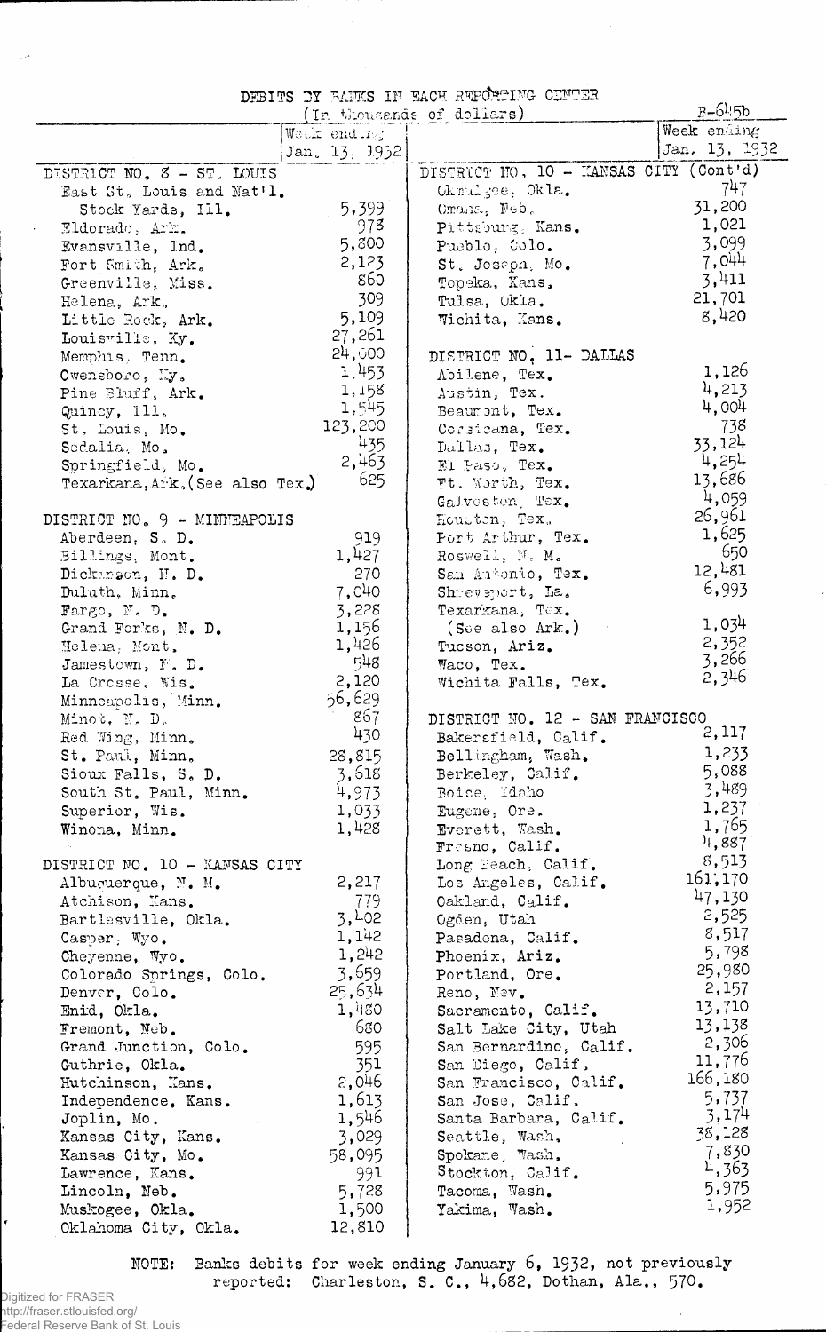## DEBITS BY BANKS IN EACH REPORTING CENTER

(In thousands of dollars)

R-645b

| | Week ending Jan. 13, 1932 |
|---|---|
| **DISTRICT NO. 8 - ST. LOUIS** | |
| East St. Louis and Nat'l. Stock Yards, Ill. | 5,399 |
| Eldorado, Ark. | 978 |
| Evansville, Ind. | 5,800 |
| Fort Smith, Ark. | 2,123 |
| Greenville, Miss. | 860 |
| Helena, Ark. | 309 |
| Little Rock, Ark. | 5,109 |
| Louisville, Ky. | 27,261 |
| Memphis, Tenn. | 24,000 |
| Owensboro, Ky. | 1,453 |
| Pine Bluff, Ark. | 1,158 |
| Quincy, Ill. | 1,545 |
| St. Louis, Mo. | 123,200 |
| Sedalia, Mo. | 435 |
| Springfield, Mo. | 2,463 |
| Texarkana, Ark.(See also Tex.) | 625 |
| **DISTRICT NO. 9 - MINNEAPOLIS** | |
| Aberdeen, S. D. | 919 |
| Billings, Mont. | 1,427 |
| Dickinson, N. D. | 270 |
| Duluth, Minn. | 7,040 |
| Fargo, N. D. | 3,228 |
| Grand Forks, N. D. | 1,156 |
| Helena, Mont. | 1,426 |
| Jamestown, N. D. | 548 |
| La Crosse, Wis. | 2,120 |
| Minneapolis, Minn. | 56,629 |
| Minot, N. D. | 867 |
| Red Wing, Minn. | 430 |
| St. Paul, Minn. | 28,815 |
| Sioux Falls, S. D. | 3,618 |
| South St. Paul, Minn. | 4,973 |
| Superior, Wis. | 1,033 |
| Winona, Minn. | 1,428 |
| **DISTRICT NO. 10 - KANSAS CITY** | |
| Albuquerque, N. M. | 2,217 |
| Atchison, Kans. | 779 |
| Bartlesville, Okla. | 3,402 |
| Casper, Wyo. | 1,142 |
| Cheyenne, Wyo. | 1,242 |
| Colorado Springs, Colo. | 3,659 |
| Denver, Colo. | 25,634 |
| Enid, Okla. | 1,480 |
| Fremont, Neb. | 680 |
| Grand Junction, Colo. | 595 |
| Guthrie, Okla. | 351 |
| Hutchinson, Kans. | 2,046 |
| Independence, Kans. | 1,613 |
| Joplin, Mo. | 1,546 |
| Kansas City, Kans. | 3,029 |
| Kansas City, Mo. | 58,095 |
| Lawrence, Kans. | 991 |
| Lincoln, Neb. | 5,728 |
| Muskogee, Okla. | 1,500 |
| Oklahoma City, Okla. | 12,810 |

| | Week ending Jan. 13, 1932 |
|---|---|
| **DISTRICT NO. 10 - KANSAS CITY (Cont'd)** | |
| Okmulgee, Okla. | 747 |
| Omaha, Neb. | 31,200 |
| Pittsburg, Kans. | 1,021 |
| Pueblo, Colo. | 3,099 |
| St. Joseph, Mo. | 7,044 |
| Topeka, Kans. | 3,411 |
| Tulsa, Okla. | 21,701 |
| Wichita, Kans. | 8,420 |
| **DISTRICT NO. 11- DALLAS** | |
| Abilene, Tex. | 1,126 |
| Austin, Tex. | 4,213 |
| Beaumont, Tex. | 4,004 |
| Corsicana, Tex. | 738 |
| Dallas, Tex. | 33,124 |
| El Paso, Tex. | 4,254 |
| Ft. Worth, Tex. | 13,686 |
| Galveston, Tex. | 4,059 |
| Houston, Tex. | 26,961 |
| Port Arthur, Tex. | 1,625 |
| Roswell, N. M. | 650 |
| San Antonio, Tex. | 12,481 |
| Shreveport, La. | 6,993 |
| Texarkana, Tex. (See also Ark.) | 1,034 |
| Tucson, Ariz. | 2,352 |
| Waco, Tex. | 3,266 |
| Wichita Falls, Tex. | 2,346 |
| **DISTRICT NO. 12 - SAN FRANCISCO** | |
| Bakersfield, Calif. | 2,117 |
| Bellingham, Wash. | 1,233 |
| Berkeley, Calif. | 5,088 |
| Boise, Idaho | 3,489 |
| Eugene, Ore. | 1,237 |
| Everett, Wash. | 1,765 |
| Fresno, Calif. | 4,887 |
| Long Beach, Calif. | 8,513 |
| Los Angeles, Calif. | 161,170 |
| Oakland, Calif. | 47,130 |
| Ogden, Utah | 2,525 |
| Pasadena, Calif. | 8,517 |
| Phoenix, Ariz. | 5,798 |
| Portland, Ore. | 25,980 |
| Reno, Nev. | 2,157 |
| Sacramento, Calif. | 13,710 |
| Salt Lake City, Utah | 13,138 |
| San Bernardino, Calif. | 2,306 |
| San Diego, Calif. | 11,776 |
| San Francisco, Calif. | 166,180 |
| San Jose, Calif. | 5,737 |
| Santa Barbara, Calif. | 3,174 |
| Seattle, Wash. | 38,128 |
| Spokane, Wash. | 7,830 |
| Stockton, Calif. | 4,363 |
| Tacoma, Wash. | 5,975 |
| Yakima, Wash. | 1,952 |

NOTE: Banks debits for week ending January 6, 1932, not previously reported: Charleston, S. C., 4,682, Dothan, Ala., 570.